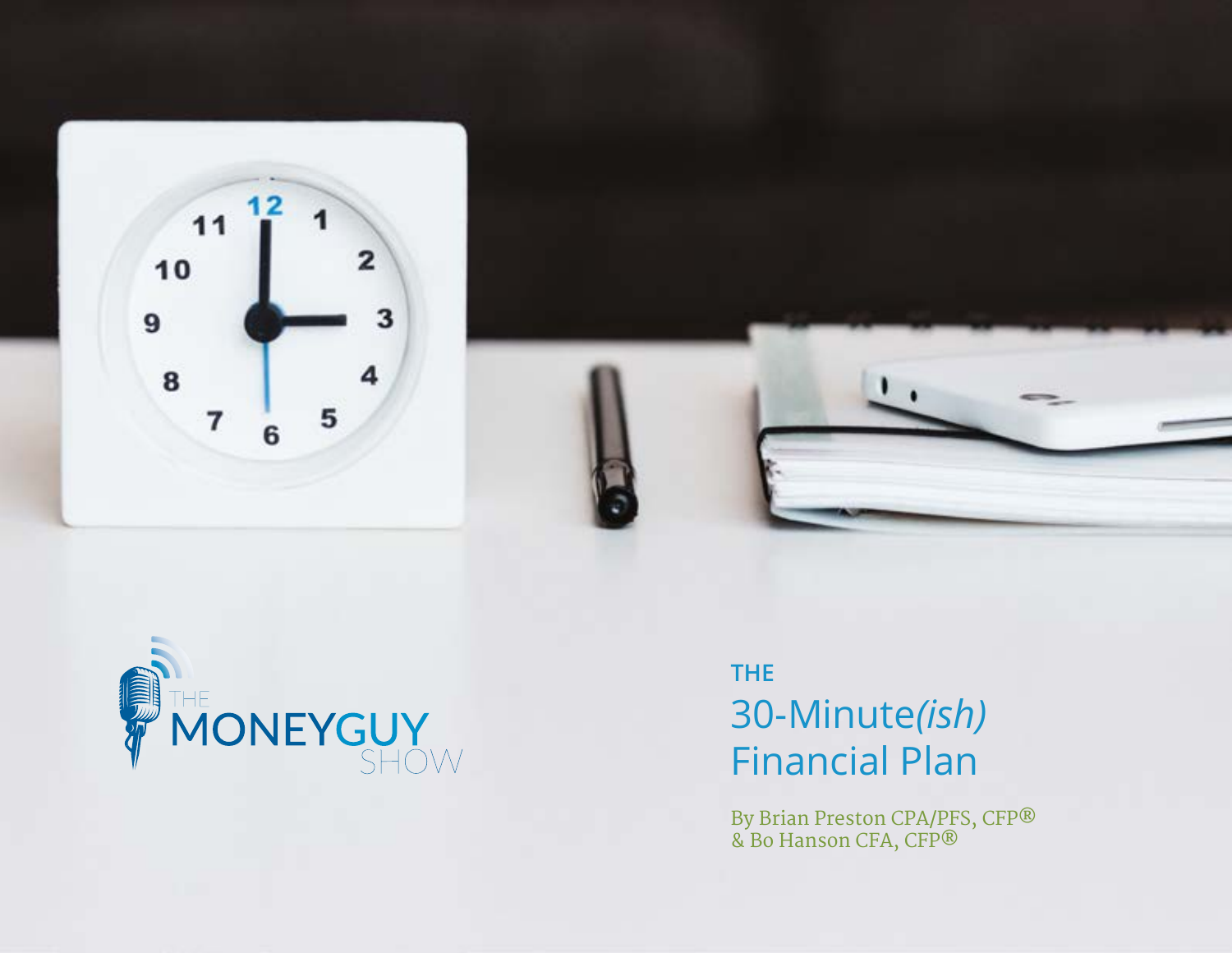THE MONEYGUY SHOW

THE

# 30-Minute*(ish)* Financial Plan

By Brian Preston CPA/PFS, CFP®
& Bo Hanson CFA, CFP®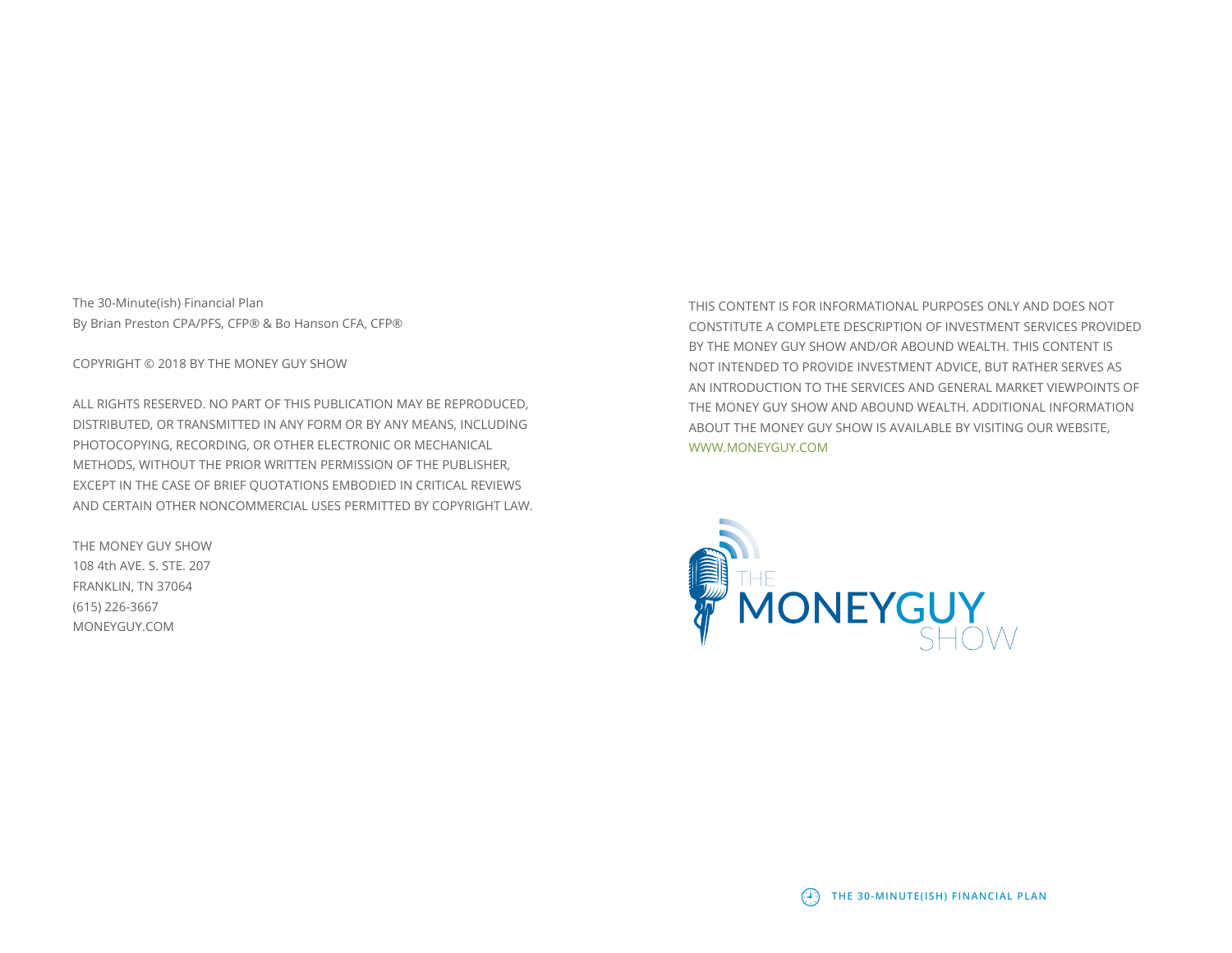The 30-Minute(ish) Financial Plan
By Brian Preston CPA/PFS, CFP® & Bo Hanson CFA, CFP®

COPYRIGHT © 2018 BY THE MONEY GUY SHOW

ALL RIGHTS RESERVED. NO PART OF THIS PUBLICATION MAY BE REPRODUCED, DISTRIBUTED, OR TRANSMITTED IN ANY FORM OR BY ANY MEANS, INCLUDING PHOTOCOPYING, RECORDING, OR OTHER ELECTRONIC OR MECHANICAL METHODS, WITHOUT THE PRIOR WRITTEN PERMISSION OF THE PUBLISHER, EXCEPT IN THE CASE OF BRIEF QUOTATIONS EMBODIED IN CRITICAL REVIEWS AND CERTAIN OTHER NONCOMMERCIAL USES PERMITTED BY COPYRIGHT LAW.

THE MONEY GUY SHOW
108 4th AVE. S. STE. 207
FRANKLIN, TN 37064
(615) 226-3667
MONEYGUY.COM

THIS CONTENT IS FOR INFORMATIONAL PURPOSES ONLY AND DOES NOT CONSTITUTE A COMPLETE DESCRIPTION OF INVESTMENT SERVICES PROVIDED BY THE MONEY GUY SHOW AND/OR ABOUND WEALTH. THIS CONTENT IS NOT INTENDED TO PROVIDE INVESTMENT ADVICE, BUT RATHER SERVES AS AN INTRODUCTION TO THE SERVICES AND GENERAL MARKET VIEWPOINTS OF THE MONEY GUY SHOW AND ABOUND WEALTH. ADDITIONAL INFORMATION ABOUT THE MONEY GUY SHOW IS AVAILABLE BY VISITING OUR WEBSITE, WWW.MONEYGUY.COM

THE MONEYGUY SHOW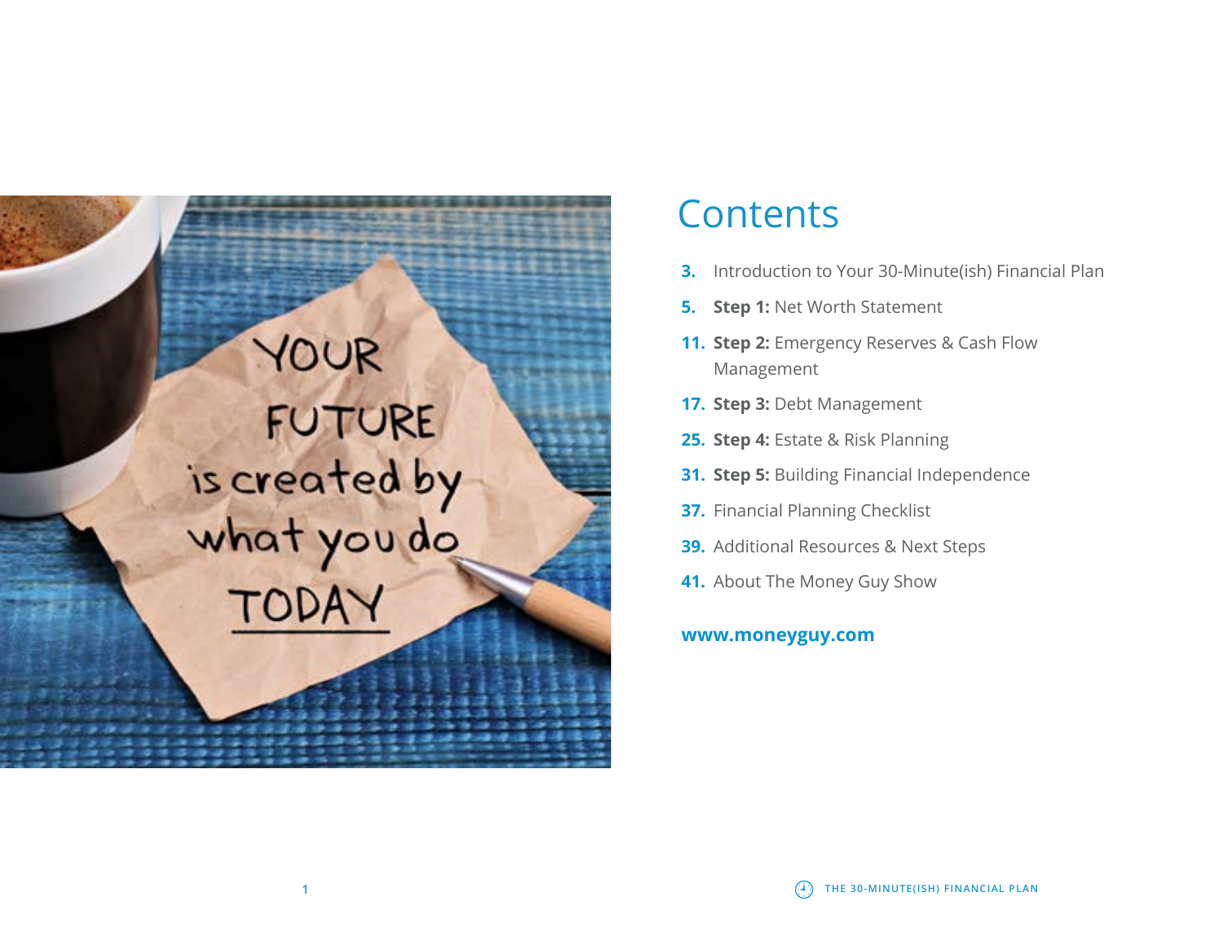# Contents

**3.** Introduction to Your 30-Minute(ish) Financial Plan

**5.** **Step 1:** Net Worth Statement

**11.** **Step 2:** Emergency Reserves & Cash Flow Management

**17.** **Step 3:** Debt Management

**25.** **Step 4:** Estate & Risk Planning

**31.** **Step 5:** Building Financial Independence

**37.** Financial Planning Checklist

**39.** Additional Resources & Next Steps

**41.** About The Money Guy Show

**www.moneyguy.com**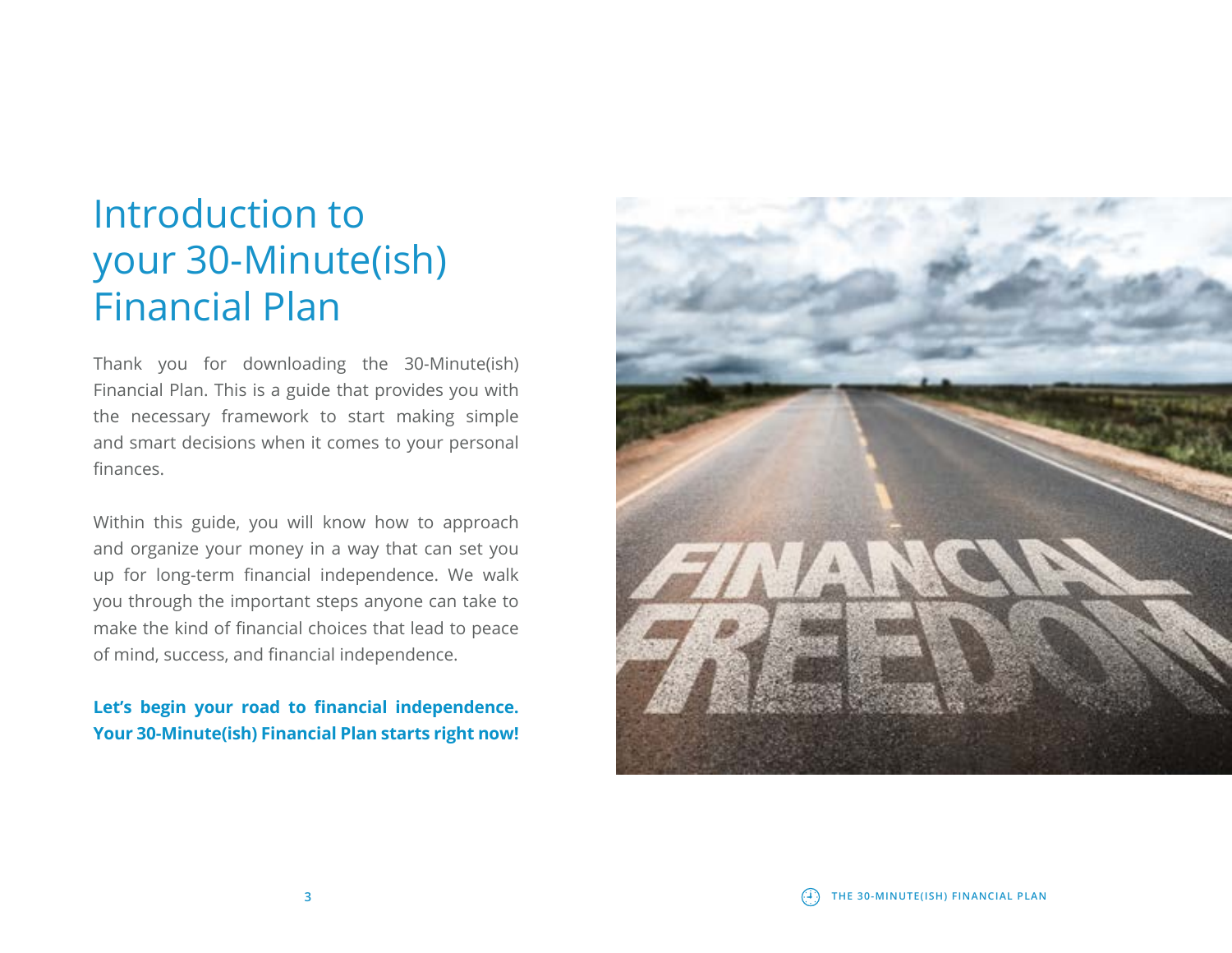# Introduction to your 30-Minute(ish) Financial Plan

Thank you for downloading the 30-Minute(ish) Financial Plan. This is a guide that provides you with the necessary framework to start making simple and smart decisions when it comes to your personal finances.

Within this guide, you will know how to approach and organize your money in a way that can set you up for long-term financial independence. We walk you through the important steps anyone can take to make the kind of financial choices that lead to peace of mind, success, and financial independence.

**Let's begin your road to financial independence. Your 30-Minute(ish) Financial Plan starts right now!**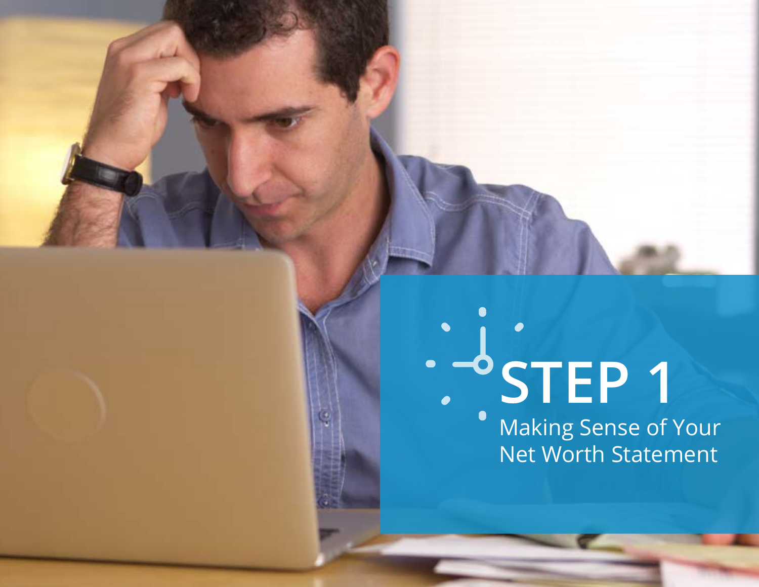# STEP 1

## Making Sense of Your Net Worth Statement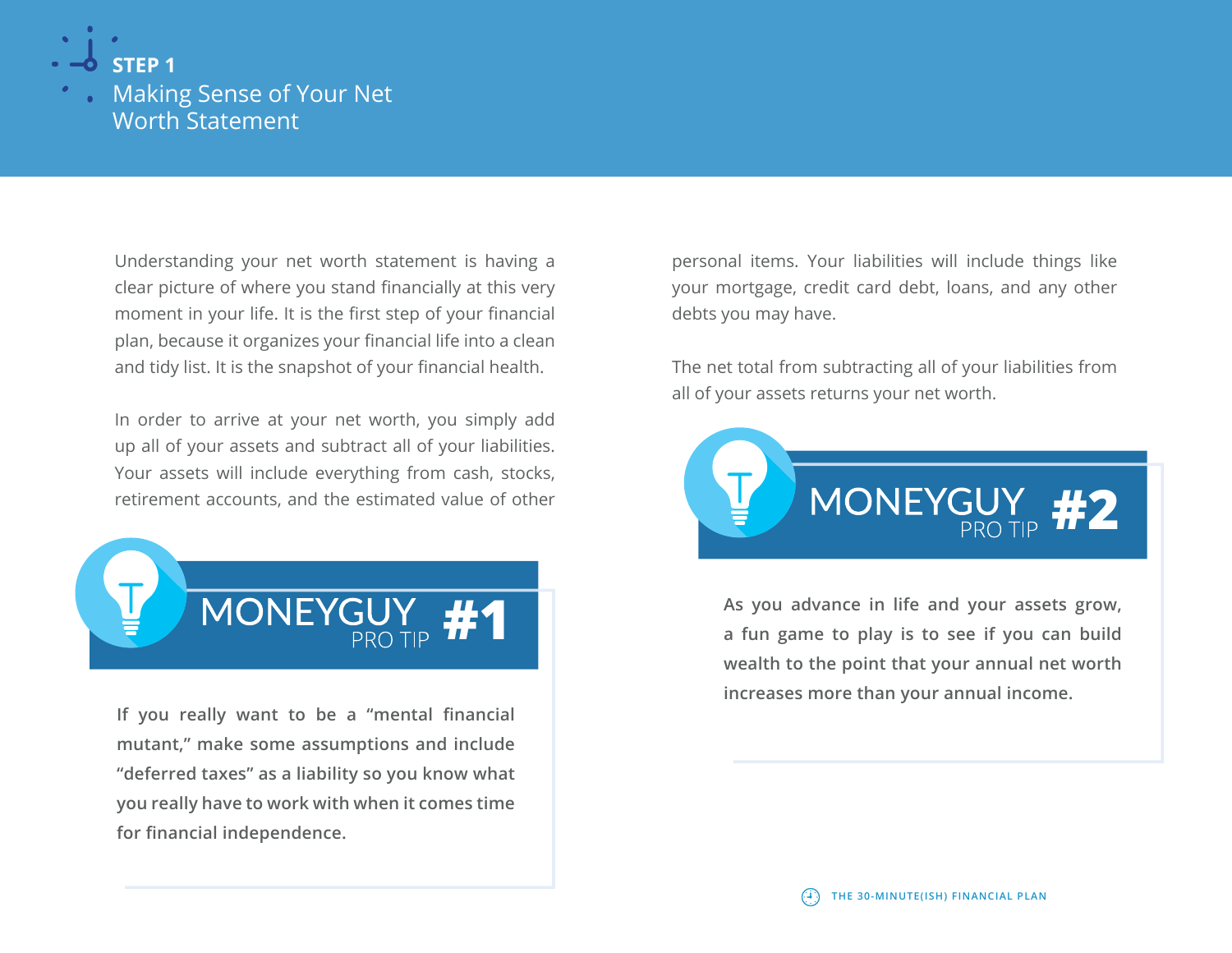## STEP 1

# Making Sense of Your Net Worth Statement

Understanding your net worth statement is having a clear picture of where you stand financially at this very moment in your life. It is the first step of your financial plan, because it organizes your financial life into a clean and tidy list. It is the snapshot of your financial health.

In order to arrive at your net worth, you simply add up all of your assets and subtract all of your liabilities. Your assets will include everything from cash, stocks, retirement accounts, and the estimated value of other personal items. Your liabilities will include things like your mortgage, credit card debt, loans, and any other debts you may have.

The net total from subtracting all of your liabilities from all of your assets returns your net worth.

### MONEYGUY PRO TIP #1

**If you really want to be a "mental financial mutant," make some assumptions and include "deferred taxes" as a liability so you know what you really have to work with when it comes time for financial independence.**

### MONEYGUY PRO TIP #2

**As you advance in life and your assets grow, a fun game to play is to see if you can build wealth to the point that your annual net worth increases more than your annual income.**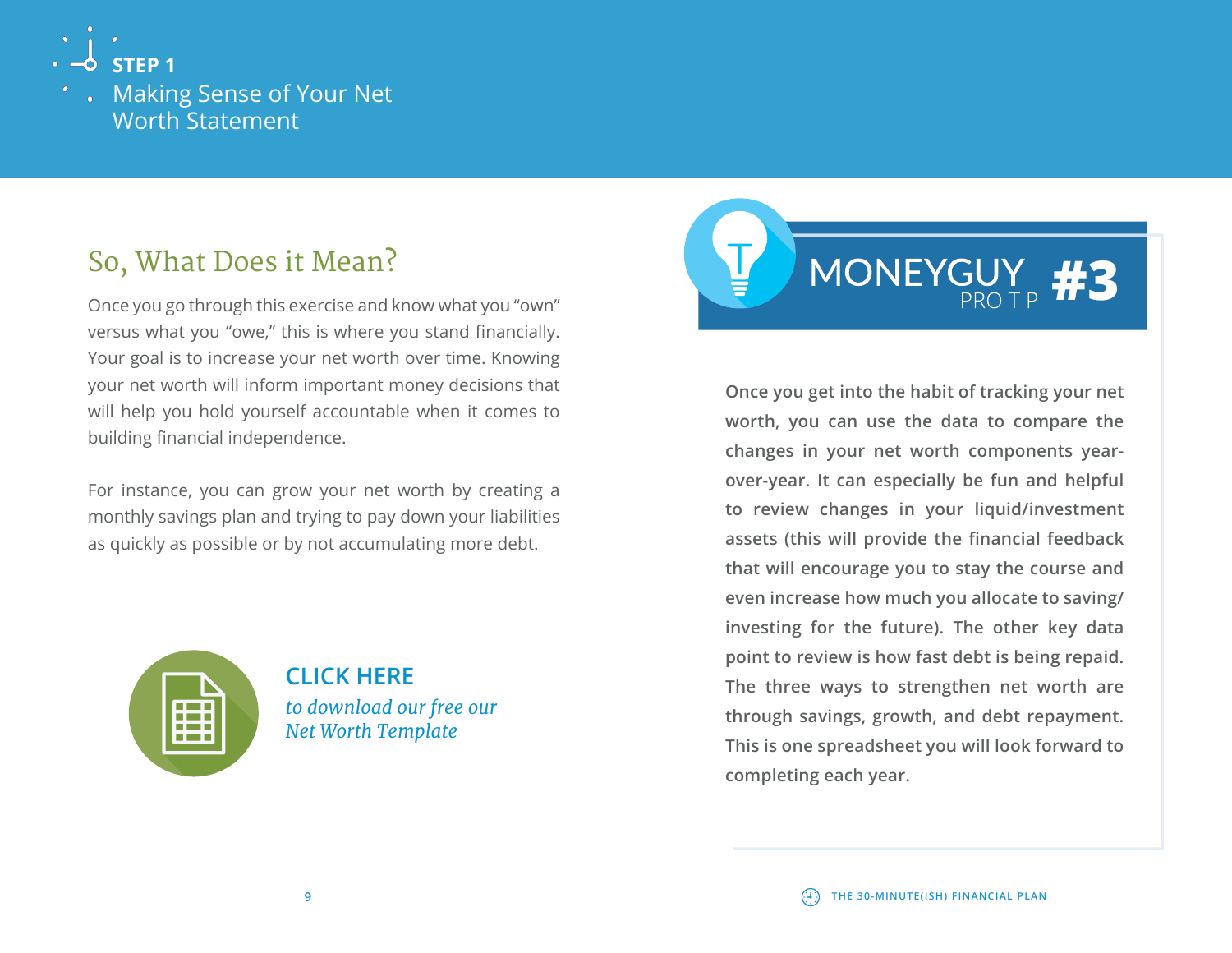**STEP 1**

Making Sense of Your Net Worth Statement

## So, What Does it Mean?

Once you go through this exercise and know what you "own" versus what you "owe," this is where you stand financially. Your goal is to increase your net worth over time. Knowing your net worth will inform important money decisions that will help you hold yourself accountable when it comes to building financial independence.

For instance, you can grow your net worth by creating a monthly savings plan and trying to pay down your liabilities as quickly as possible or by not accumulating more debt.

**CLICK HERE**

*to download our free our Net Worth Template*

### MONEYGUY PRO TIP #3

**Once you get into the habit of tracking your net worth, you can use the data to compare the changes in your net worth components year-over-year. It can especially be fun and helpful to review changes in your liquid/investment assets (this will provide the financial feedback that will encourage you to stay the course and even increase how much you allocate to saving/investing for the future). The other key data point to review is how fast debt is being repaid. The three ways to strengthen net worth are through savings, growth, and debt repayment. This is one spreadsheet you will look forward to completing each year.**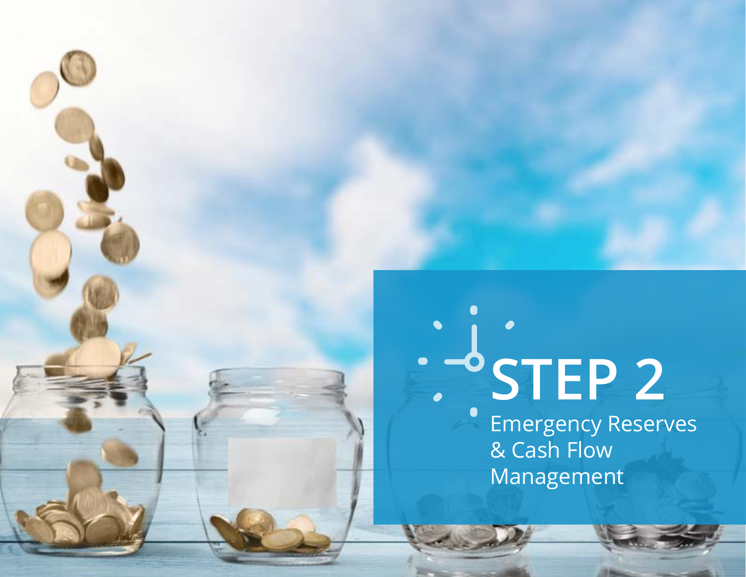# STEP 2

## Emergency Reserves & Cash Flow Management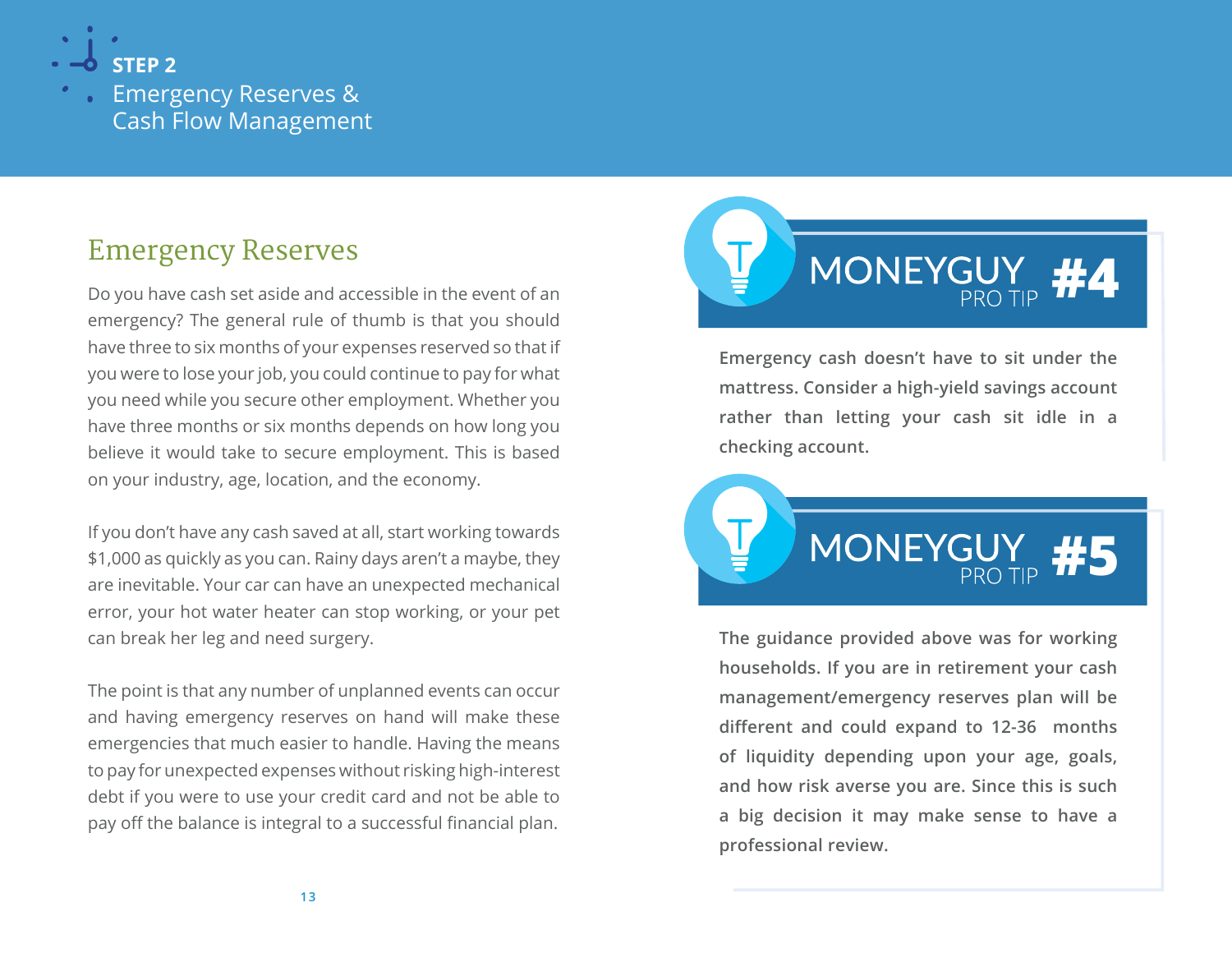**STEP 2**
Emergency Reserves & Cash Flow Management

## Emergency Reserves

Do you have cash set aside and accessible in the event of an emergency? The general rule of thumb is that you should have three to six months of your expenses reserved so that if you were to lose your job, you could continue to pay for what you need while you secure other employment. Whether you have three months or six months depends on how long you believe it would take to secure employment. This is based on your industry, age, location, and the economy.

If you don't have any cash saved at all, start working towards $1,000 as quickly as you can. Rainy days aren't a maybe, they are inevitable. Your car can have an unexpected mechanical error, your hot water heater can stop working, or your pet can break her leg and need surgery.

The point is that any number of unplanned events can occur and having emergency reserves on hand will make these emergencies that much easier to handle. Having the means to pay for unexpected expenses without risking high-interest debt if you were to use your credit card and not be able to pay off the balance is integral to a successful financial plan.

### MONEYGUY PRO TIP #4

**Emergency cash doesn't have to sit under the mattress. Consider a high-yield savings account rather than letting your cash sit idle in a checking account.**

### MONEYGUY PRO TIP #5

**The guidance provided above was for working households. If you are in retirement your cash management/emergency reserves plan will be different and could expand to 12-36 months of liquidity depending upon your age, goals, and how risk averse you are. Since this is such a big decision it may make sense to have a professional review.**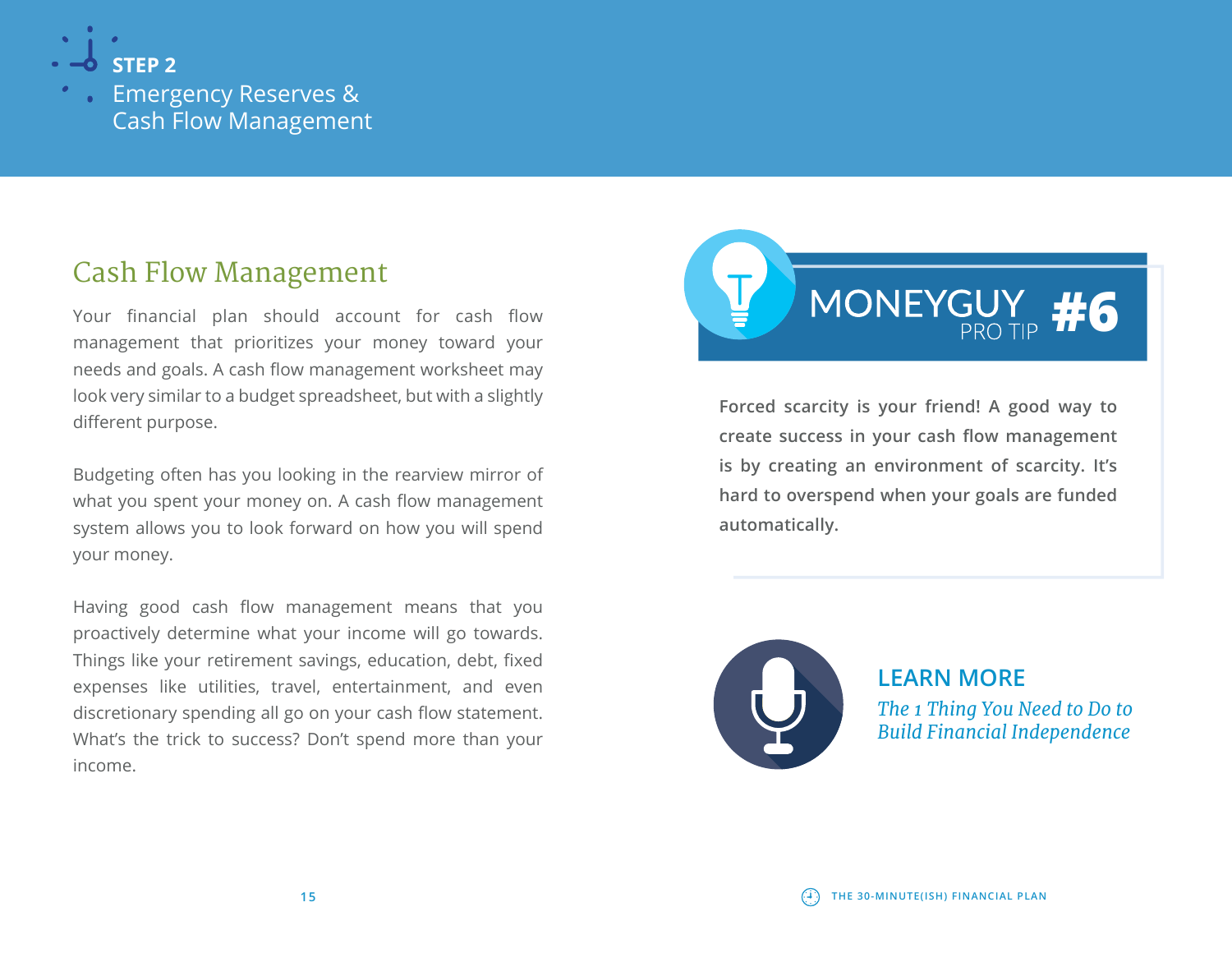**STEP 2**
Emergency Reserves & Cash Flow Management

## Cash Flow Management

Your financial plan should account for cash flow management that prioritizes your money toward your needs and goals. A cash flow management worksheet may look very similar to a budget spreadsheet, but with a slightly different purpose.

Budgeting often has you looking in the rearview mirror of what you spent your money on. A cash flow management system allows you to look forward on how you will spend your money.

Having good cash flow management means that you proactively determine what your income will go towards. Things like your retirement savings, education, debt, fixed expenses like utilities, travel, entertainment, and even discretionary spending all go on your cash flow statement. What's the trick to success? Don't spend more than your income.

### MONEYGUY PRO TIP #6

**Forced scarcity is your friend! A good way to create success in your cash flow management is by creating an environment of scarcity. It's hard to overspend when your goals are funded automatically.**

### LEARN MORE

*The 1 Thing You Need to Do to Build Financial Independence*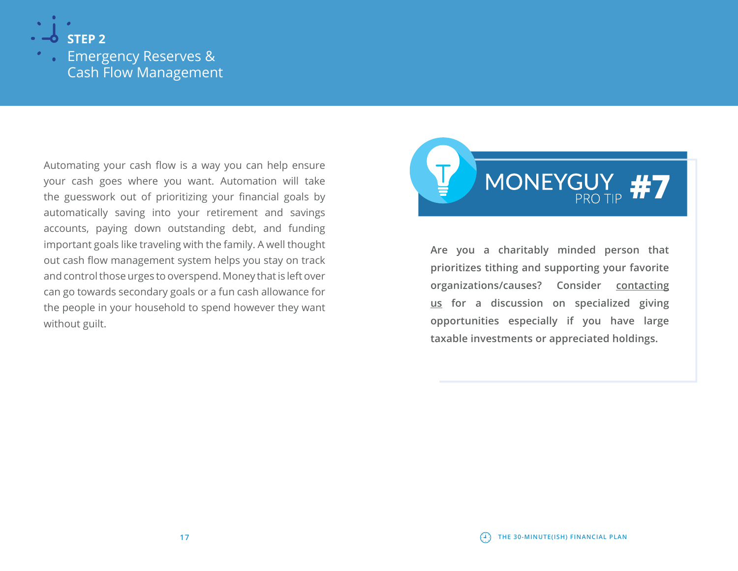## STEP 2
# Emergency Reserves & Cash Flow Management

Automating your cash flow is a way you can help ensure your cash goes where you want. Automation will take the guesswork out of prioritizing your financial goals by automatically saving into your retirement and savings accounts, paying down outstanding debt, and funding important goals like traveling with the family. A well thought out cash flow management system helps you stay on track and control those urges to overspend. Money that is left over can go towards secondary goals or a fun cash allowance for the people in your household to spend however they want without guilt.

### MONEYGUY PRO TIP #7

**Are you a charitably minded person that prioritizes tithing and supporting your favorite organizations/causes? Consider contacting us for a discussion on specialized giving opportunities especially if you have large taxable investments or appreciated holdings.**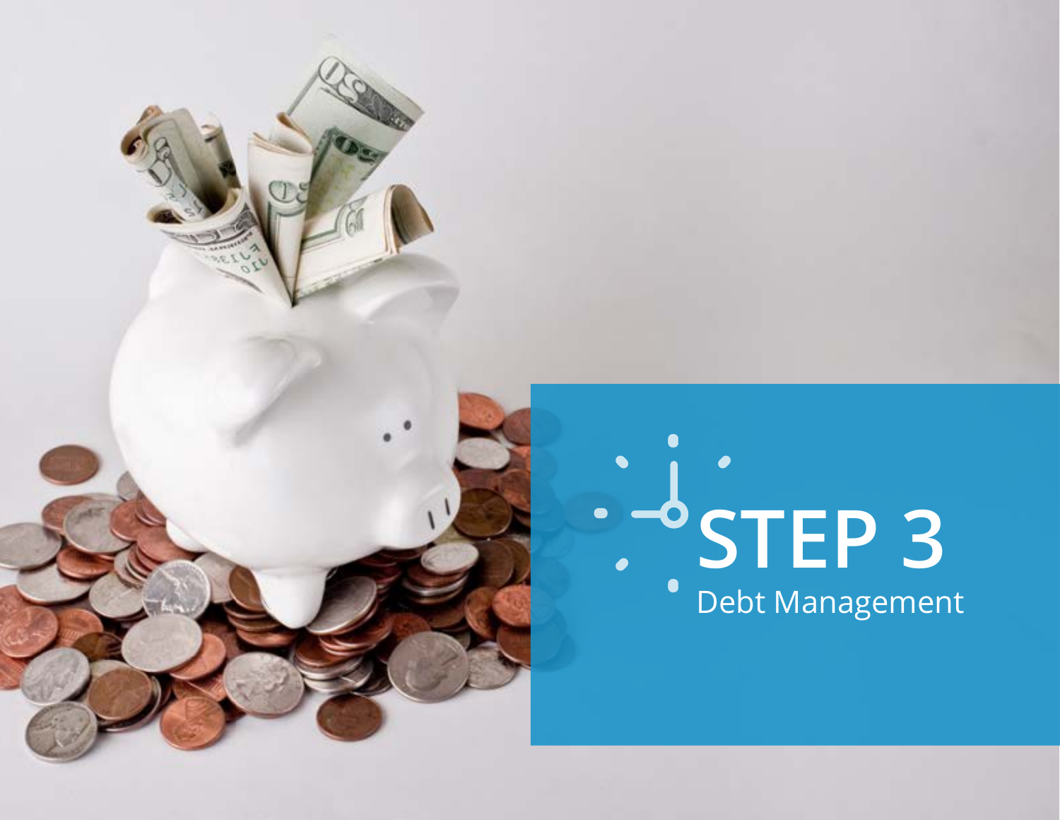# STEP 3

Debt Management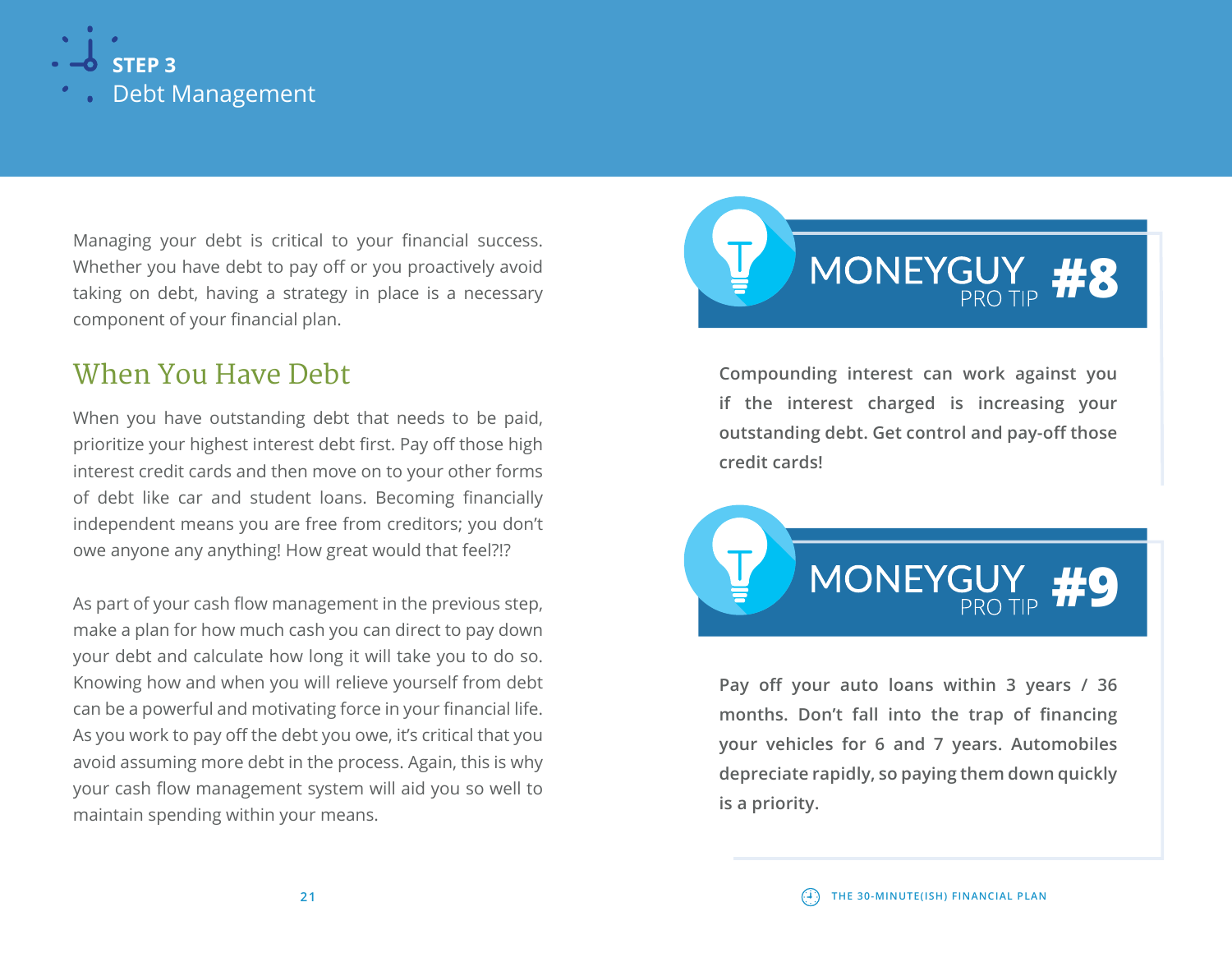## STEP 3
# Debt Management

Managing your debt is critical to your financial success. Whether you have debt to pay off or you proactively avoid taking on debt, having a strategy in place is a necessary component of your financial plan.

## When You Have Debt

When you have outstanding debt that needs to be paid, prioritize your highest interest debt first. Pay off those high interest credit cards and then move on to your other forms of debt like car and student loans. Becoming financially independent means you are free from creditors; you don't owe anyone any anything! How great would that feel?!?

As part of your cash flow management in the previous step, make a plan for how much cash you can direct to pay down your debt and calculate how long it will take you to do so. Knowing how and when you will relieve yourself from debt can be a powerful and motivating force in your financial life. As you work to pay off the debt you owe, it's critical that you avoid assuming more debt in the process. Again, this is why your cash flow management system will aid you so well to maintain spending within your means.

### MONEYGUY PRO TIP #8

**Compounding interest can work against you if the interest charged is increasing your outstanding debt. Get control and pay-off those credit cards!**

### MONEYGUY PRO TIP #9

**Pay off your auto loans within 3 years / 36 months. Don't fall into the trap of financing your vehicles for 6 and 7 years. Automobiles depreciate rapidly, so paying them down quickly is a priority.**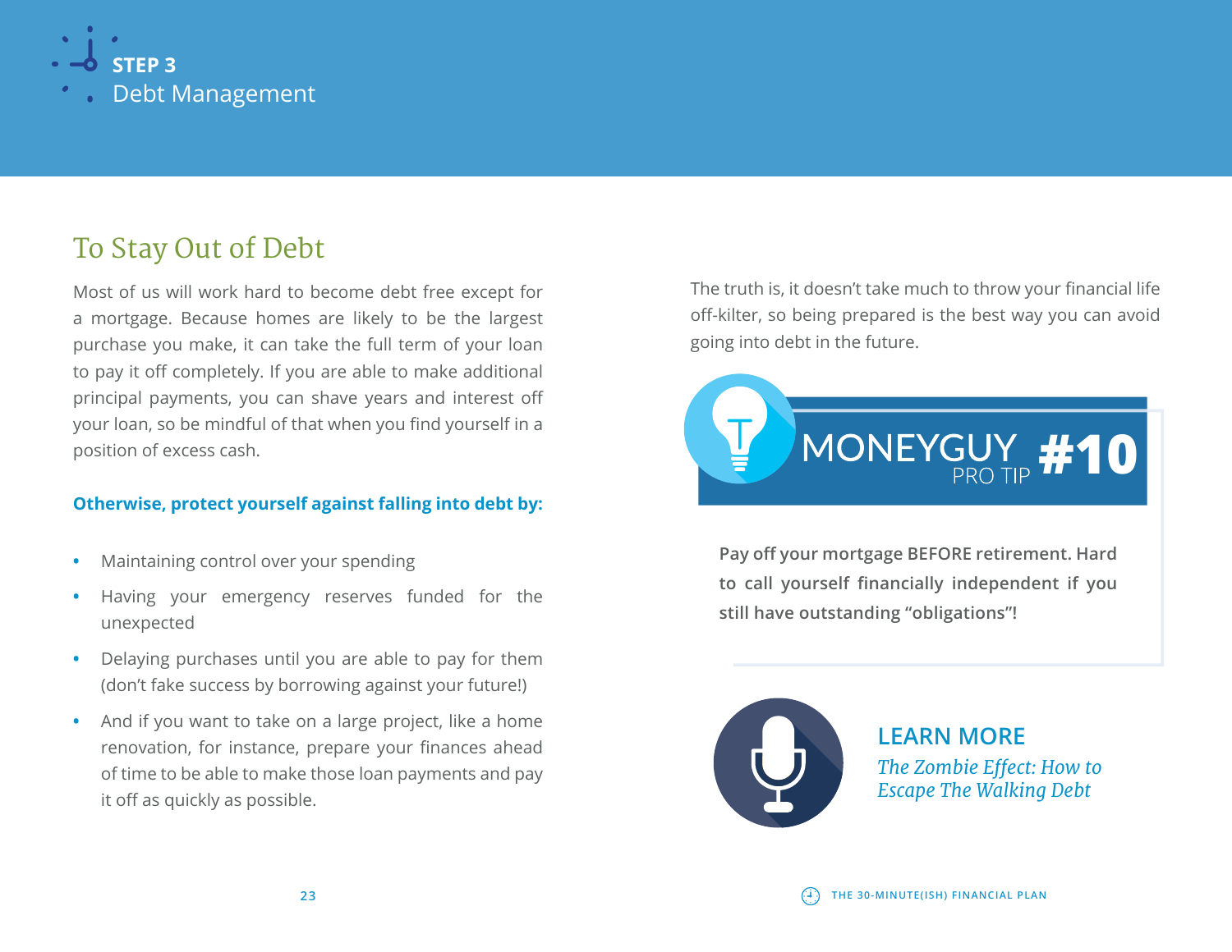**STEP 3**
Debt Management

## To Stay Out of Debt

Most of us will work hard to become debt free except for a mortgage. Because homes are likely to be the largest purchase you make, it can take the full term of your loan to pay it off completely. If you are able to make additional principal payments, you can shave years and interest off your loan, so be mindful of that when you find yourself in a position of excess cash.

**Otherwise, protect yourself against falling into debt by:**

- Maintaining control over your spending
- Having your emergency reserves funded for the unexpected
- Delaying purchases until you are able to pay for them (don't fake success by borrowing against your future!)
- And if you want to take on a large project, like a home renovation, for instance, prepare your finances ahead of time to be able to make those loan payments and pay it off as quickly as possible.

The truth is, it doesn't take much to throw your financial life off-kilter, so being prepared is the best way you can avoid going into debt in the future.

### MONEYGUY PRO TIP #10

**Pay off your mortgage BEFORE retirement. Hard to call yourself financially independent if you still have outstanding "obligations"!**

### LEARN MORE

*The Zombie Effect: How to Escape The Walking Debt*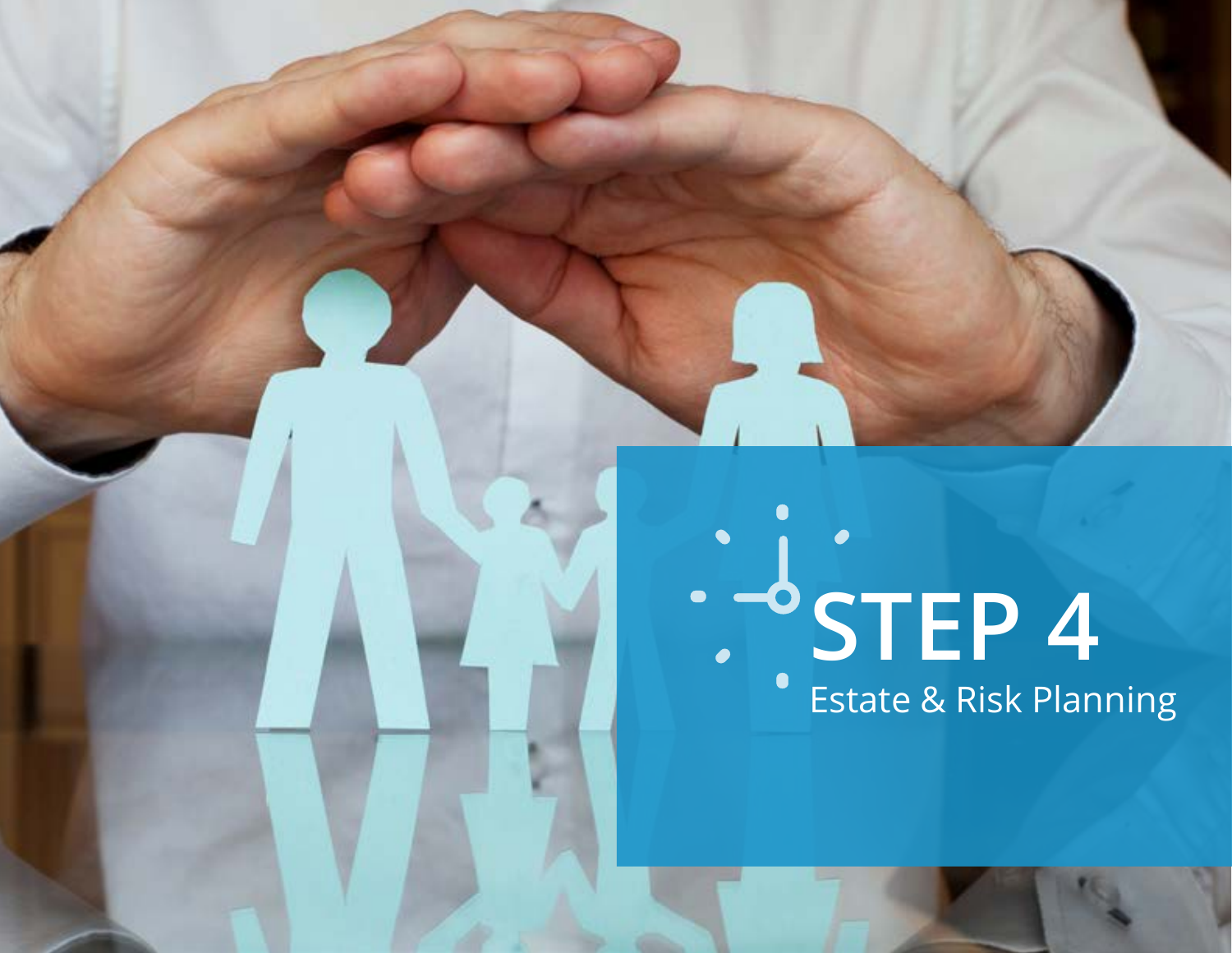# STEP 4

Estate & Risk Planning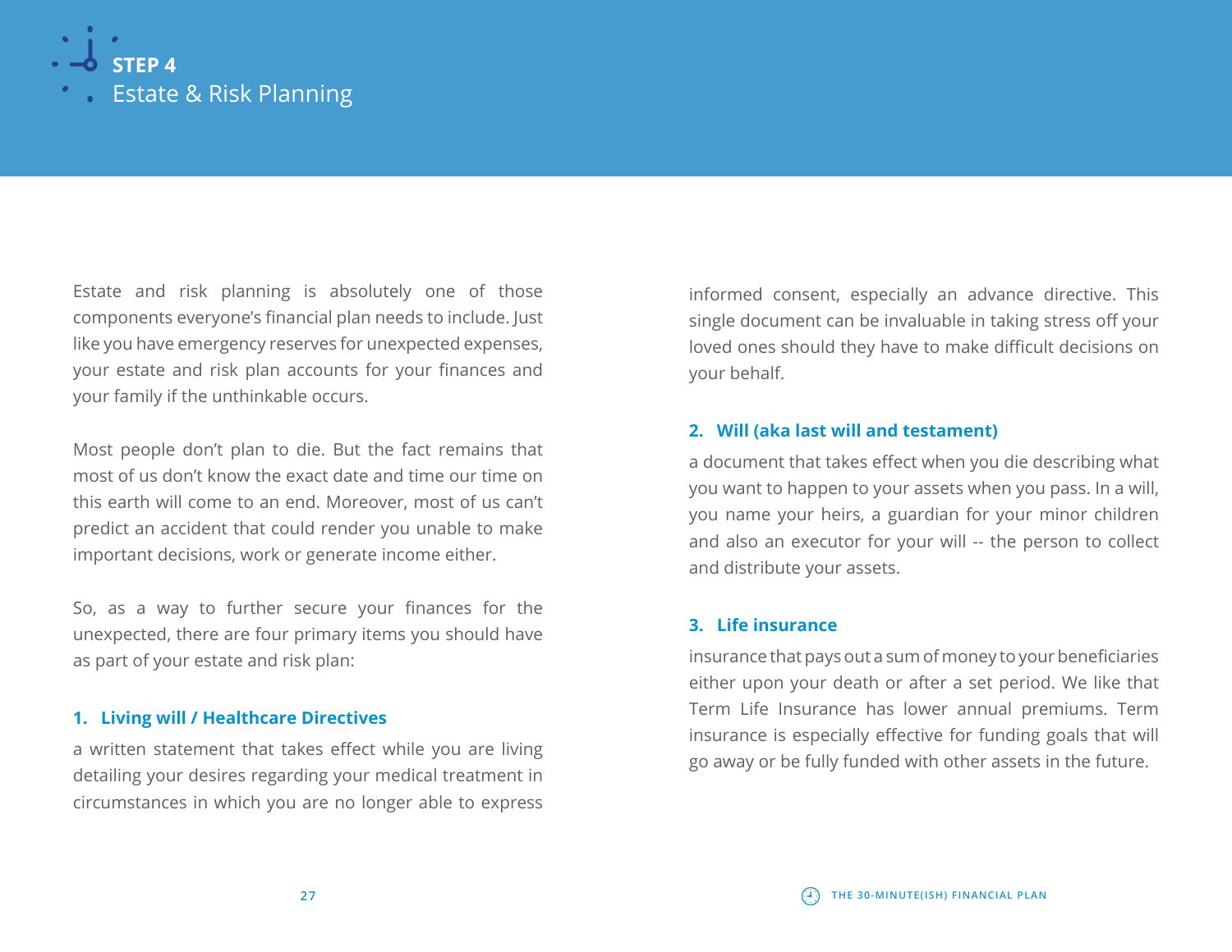# STEP 4
## Estate & Risk Planning

Estate and risk planning is absolutely one of those components everyone's financial plan needs to include. Just like you have emergency reserves for unexpected expenses, your estate and risk plan accounts for your finances and your family if the unthinkable occurs.

Most people don't plan to die. But the fact remains that most of us don't know the exact date and time our time on this earth will come to an end. Moreover, most of us can't predict an accident that could render you unable to make important decisions, work or generate income either.

So, as a way to further secure your finances for the unexpected, there are four primary items you should have as part of your estate and risk plan:

### 1. Living will / Healthcare Directives

a written statement that takes effect while you are living detailing your desires regarding your medical treatment in circumstances in which you are no longer able to express informed consent, especially an advance directive. This single document can be invaluable in taking stress off your loved ones should they have to make difficult decisions on your behalf.

### 2. Will (aka last will and testament)

a document that takes effect when you die describing what you want to happen to your assets when you pass. In a will, you name your heirs, a guardian for your minor children and also an executor for your will -- the person to collect and distribute your assets.

### 3. Life insurance

insurance that pays out a sum of money to your beneficiaries either upon your death or after a set period. We like that Term Life Insurance has lower annual premiums. Term insurance is especially effective for funding goals that will go away or be fully funded with other assets in the future.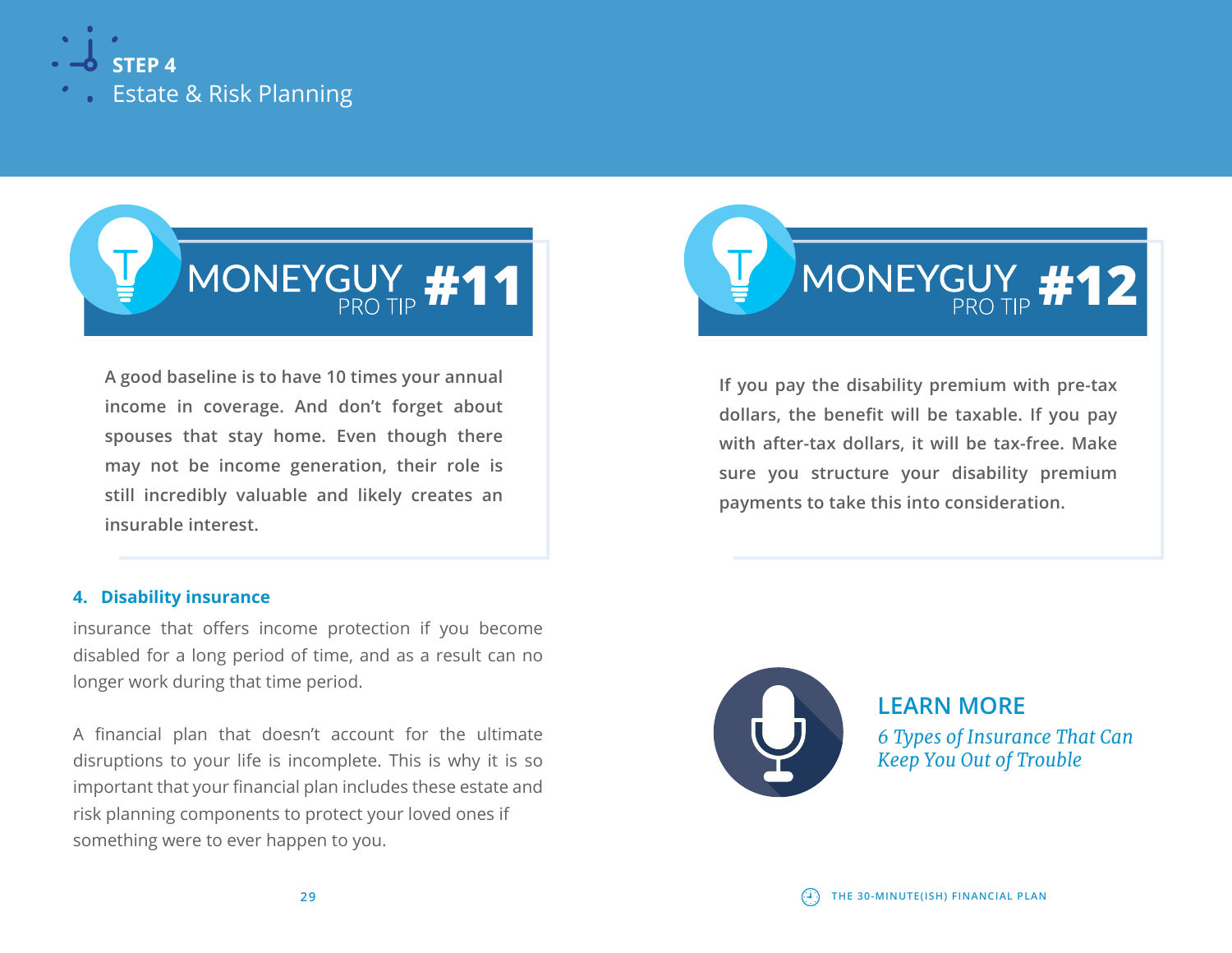**STEP 4**
Estate & Risk Planning

### MONEYGUY PRO TIP #11

A good baseline is to have 10 times your annual income in coverage. And don't forget about spouses that stay home. Even though there may not be income generation, their role is still incredibly valuable and likely creates an insurable interest.

#### 4. Disability insurance

insurance that offers income protection if you become disabled for a long period of time, and as a result can no longer work during that time period.

A financial plan that doesn't account for the ultimate disruptions to your life is incomplete. This is why it is so important that your financial plan includes these estate and risk planning components to protect your loved ones if something were to ever happen to you.

### MONEYGUY PRO TIP #12

If you pay the disability premium with pre-tax dollars, the benefit will be taxable. If you pay with after-tax dollars, it will be tax-free. Make sure you structure your disability premium payments to take this into consideration.

**LEARN MORE**

*6 Types of Insurance That Can Keep You Out of Trouble*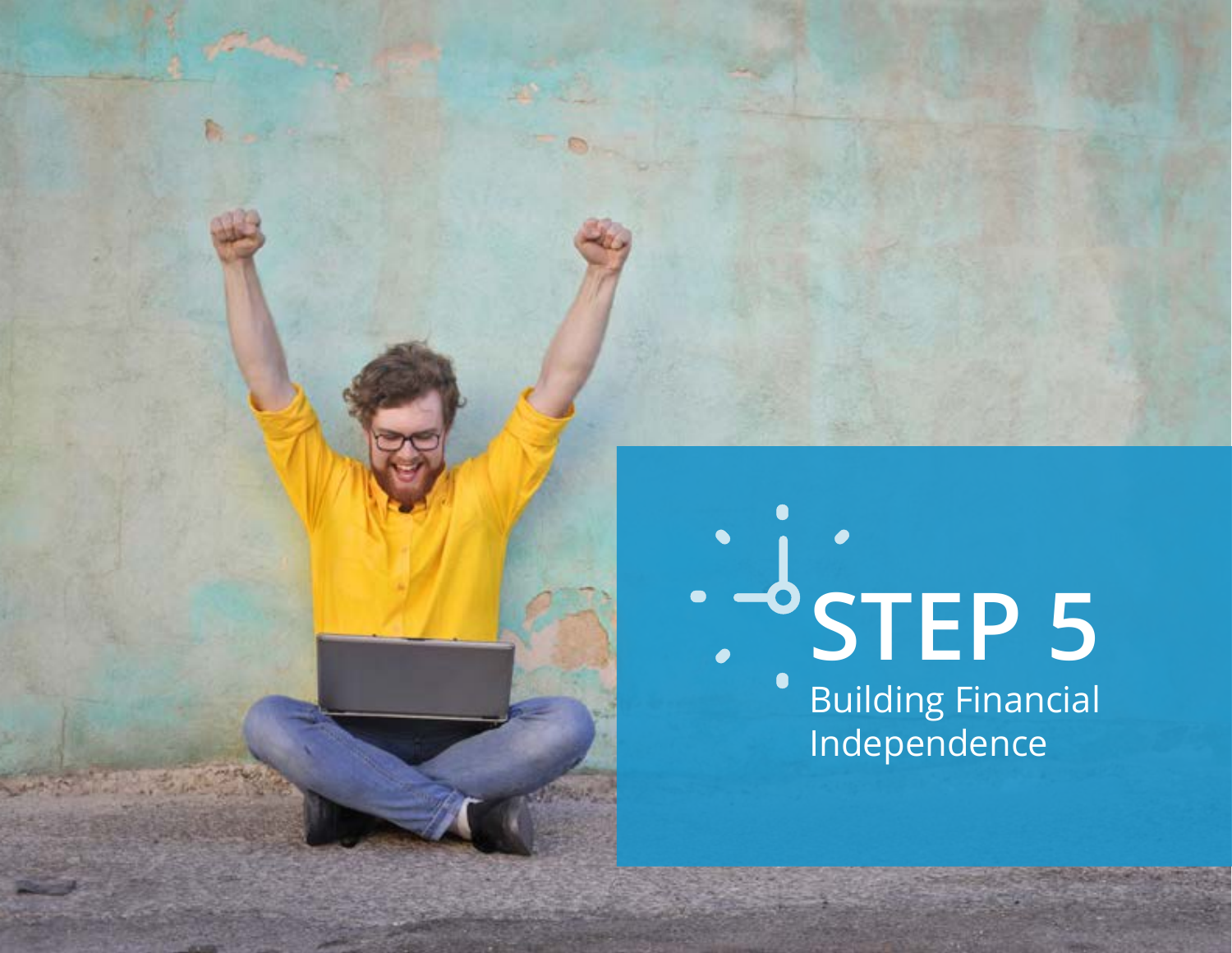# STEP 5

## Building Financial Independence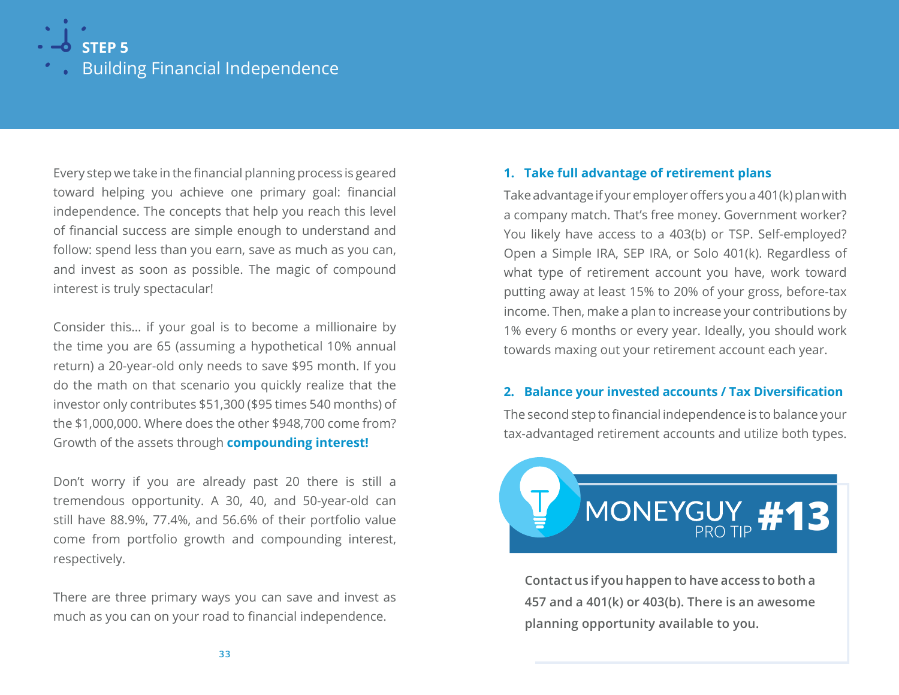## STEP 5
# Building Financial Independence

Every step we take in the financial planning process is geared toward helping you achieve one primary goal: financial independence. The concepts that help you reach this level of financial success are simple enough to understand and follow: spend less than you earn, save as much as you can, and invest as soon as possible. The magic of compound interest is truly spectacular!

Consider this... if your goal is to become a millionaire by the time you are 65 (assuming a hypothetical 10% annual return) a 20-year-old only needs to save $95 month. If you do the math on that scenario you quickly realize that the investor only contributes $51,300 ($95 times 540 months) of the $1,000,000. Where does the other $948,700 come from? Growth of the assets through **compounding interest!**

Don't worry if you are already past 20 there is still a tremendous opportunity. A 30, 40, and 50-year-old can still have 88.9%, 77.4%, and 56.6% of their portfolio value come from portfolio growth and compounding interest, respectively.

There are three primary ways you can save and invest as much as you can on your road to financial independence.

### 1. Take full advantage of retirement plans

Take advantage if your employer offers you a 401(k) plan with a company match. That's free money. Government worker? You likely have access to a 403(b) or TSP. Self-employed? Open a Simple IRA, SEP IRA, or Solo 401(k). Regardless of what type of retirement account you have, work toward putting away at least 15% to 20% of your gross, before-tax income. Then, make a plan to increase your contributions by 1% every 6 months or every year. Ideally, you should work towards maxing out your retirement account each year.

### 2. Balance your invested accounts / Tax Diversification

The second step to financial independence is to balance your tax-advantaged retirement accounts and utilize both types.

**MONEYGUY PRO TIP #13**

**Contact us if you happen to have access to both a 457 and a 401(k) or 403(b). There is an awesome planning opportunity available to you.**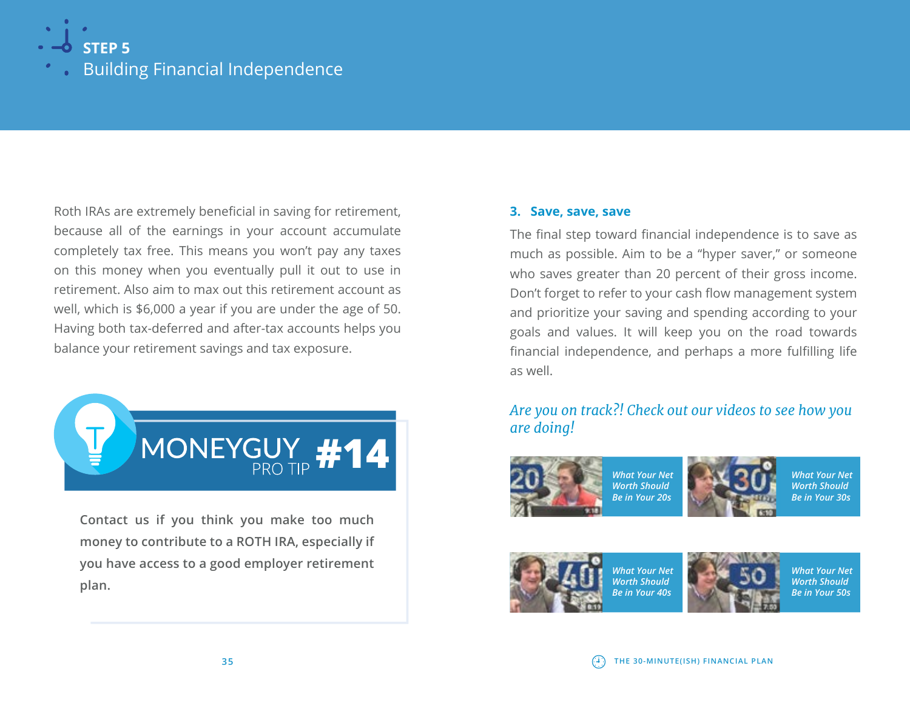## STEP 5
## Building Financial Independence

Roth IRAs are extremely beneficial in saving for retirement, because all of the earnings in your account accumulate completely tax free. This means you won't pay any taxes on this money when you eventually pull it out to use in retirement. Also aim to max out this retirement account as well, which is $6,000 a year if you are under the age of 50. Having both tax-deferred and after-tax accounts helps you balance your retirement savings and tax exposure.

**MONEYGUY PRO TIP #14**

**Contact us if you think you make too much money to contribute to a ROTH IRA, especially if you have access to a good employer retirement plan.**

### 3. Save, save, save

The final step toward financial independence is to save as much as possible. Aim to be a "hyper saver," or someone who saves greater than 20 percent of their gross income. Don't forget to refer to your cash flow management system and prioritize your saving and spending according to your goals and values. It will keep you on the road towards financial independence, and perhaps a more fulfilling life as well.

*Are you on track?! Check out our videos to see how you are doing!*

- *What Your Net Worth Should Be in Your 20s*
- *What Your Net Worth Should Be in Your 30s*
- *What Your Net Worth Should Be in Your 40s*
- *What Your Net Worth Should Be in Your 50s*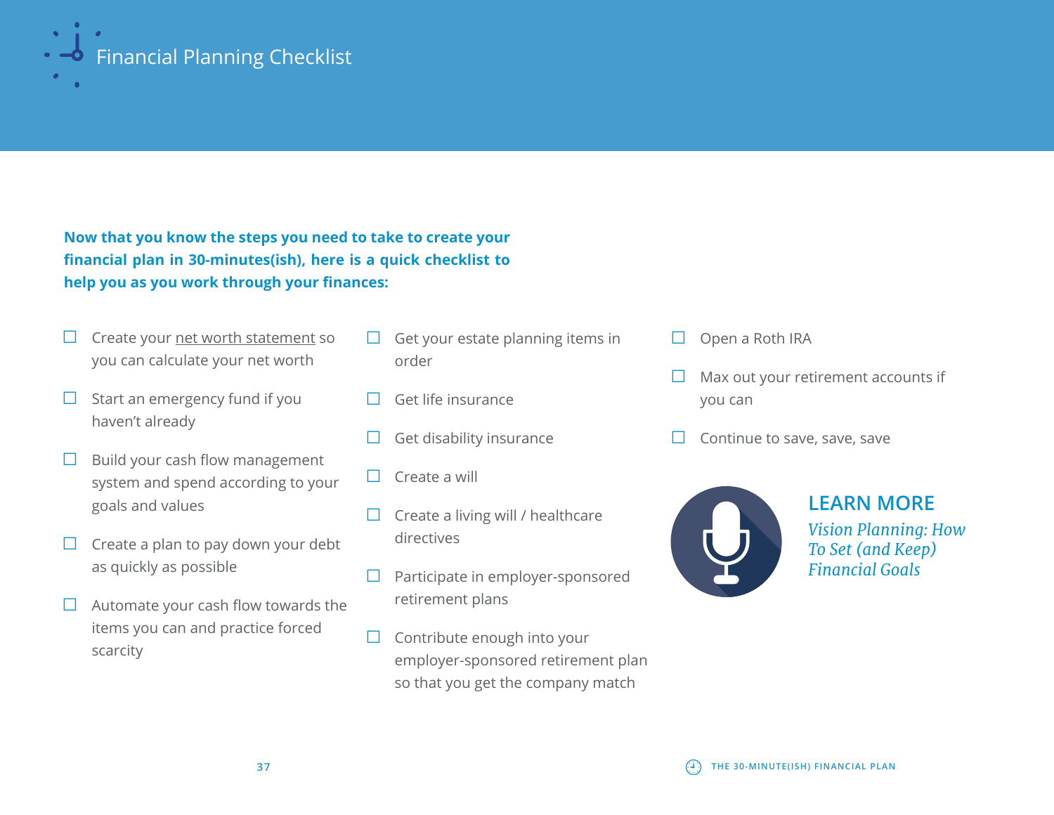# Financial Planning Checklist

**Now that you know the steps you need to take to create your financial plan in 30-minutes(ish), here is a quick checklist to help you as you work through your finances:**

- [ ] Create your net worth statement so you can calculate your net worth
- [ ] Start an emergency fund if you haven't already
- [ ] Build your cash flow management system and spend according to your goals and values
- [ ] Create a plan to pay down your debt as quickly as possible
- [ ] Automate your cash flow towards the items you can and practice forced scarcity
- [ ] Get your estate planning items in order
- [ ] Get life insurance
- [ ] Get disability insurance
- [ ] Create a will
- [ ] Create a living will / healthcare directives
- [ ] Participate in employer-sponsored retirement plans
- [ ] Contribute enough into your employer-sponsored retirement plan so that you get the company match
- [ ] Open a Roth IRA
- [ ] Max out your retirement accounts if you can
- [ ] Continue to save, save, save

## LEARN MORE

*Vision Planning: How To Set (and Keep) Financial Goals*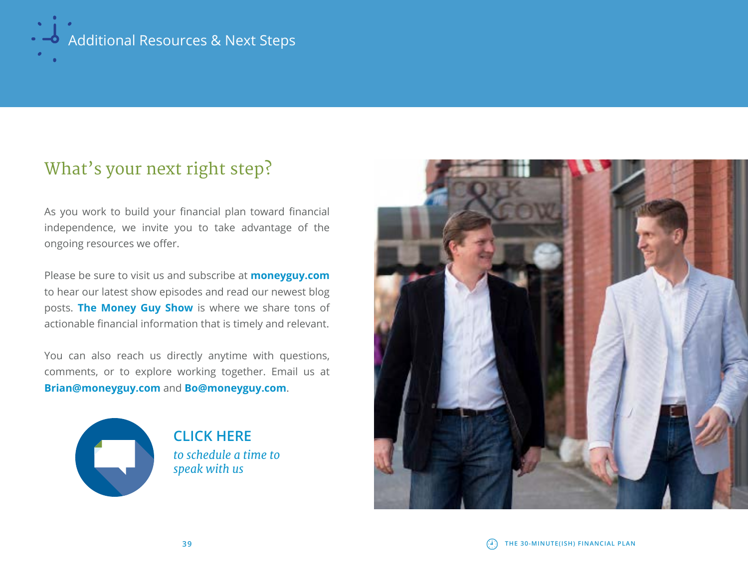# Additional Resources & Next Steps

## What's your next right step?

As you work to build your financial plan toward financial independence, we invite you to take advantage of the ongoing resources we offer.

Please be sure to visit us and subscribe at **moneyguy.com** to hear our latest show episodes and read our newest blog posts. **The Money Guy Show** is where we share tons of actionable financial information that is timely and relevant.

You can also reach us directly anytime with questions, comments, or to explore working together. Email us at **Brian@moneyguy.com** and **Bo@moneyguy.com**.

**CLICK HERE**
*to schedule a time to speak with us*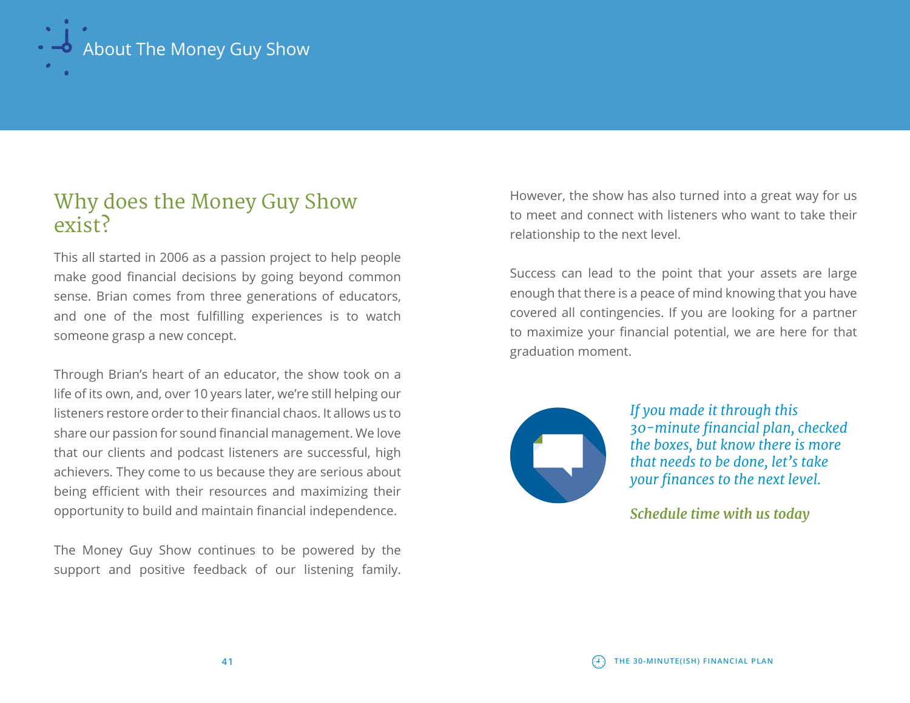# About The Money Guy Show

## Why does the Money Guy Show exist?

This all started in 2006 as a passion project to help people make good financial decisions by going beyond common sense. Brian comes from three generations of educators, and one of the most fulfilling experiences is to watch someone grasp a new concept.

Through Brian's heart of an educator, the show took on a life of its own, and, over 10 years later, we're still helping our listeners restore order to their financial chaos. It allows us to share our passion for sound financial management. We love that our clients and podcast listeners are successful, high achievers. They come to us because they are serious about being efficient with their resources and maximizing their opportunity to build and maintain financial independence.

The Money Guy Show continues to be powered by the support and positive feedback of our listening family. However, the show has also turned into a great way for us to meet and connect with listeners who want to take their relationship to the next level.

Success can lead to the point that your assets are large enough that there is a peace of mind knowing that you have covered all contingencies. If you are looking for a partner to maximize your financial potential, we are here for that graduation moment.

*If you made it through this 30-minute financial plan, checked the boxes, but know there is more that needs to be done, let's take your finances to the next level.*

***Schedule time with us today***